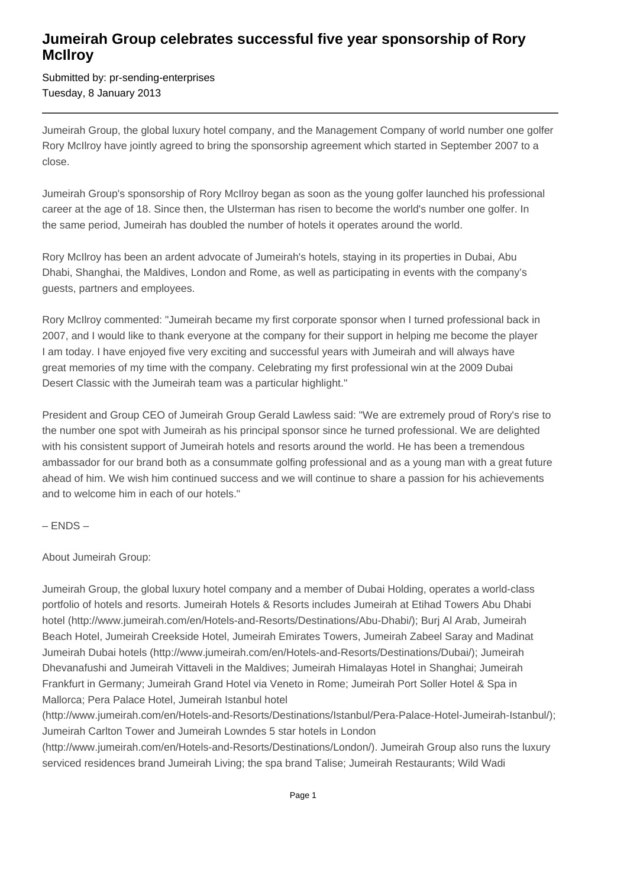# Jumeirah Group celebrates successful five year sponsorship of Rory McIlroy

Submitted by: pr-sending-enterprises
Tuesday, 8 January 2013

---

Jumeirah Group, the global luxury hotel company, and the Management Company of world number one golfer Rory McIlroy have jointly agreed to bring the sponsorship agreement which started in September 2007 to a close.

Jumeirah Group's sponsorship of Rory McIlroy began as soon as the young golfer launched his professional career at the age of 18. Since then, the Ulsterman has risen to become the world's number one golfer. In the same period, Jumeirah has doubled the number of hotels it operates around the world.

Rory McIlroy has been an ardent advocate of Jumeirah's hotels, staying in its properties in Dubai, Abu Dhabi, Shanghai, the Maldives, London and Rome, as well as participating in events with the company's guests, partners and employees.

Rory McIlroy commented: "Jumeirah became my first corporate sponsor when I turned professional back in 2007, and I would like to thank everyone at the company for their support in helping me become the player I am today. I have enjoyed five very exciting and successful years with Jumeirah and will always have great memories of my time with the company. Celebrating my first professional win at the 2009 Dubai Desert Classic with the Jumeirah team was a particular highlight."

President and Group CEO of Jumeirah Group Gerald Lawless said: "We are extremely proud of Rory's rise to the number one spot with Jumeirah as his principal sponsor since he turned professional. We are delighted with his consistent support of Jumeirah hotels and resorts around the world. He has been a tremendous ambassador for our brand both as a consummate golfing professional and as a young man with a great future ahead of him. We wish him continued success and we will continue to share a passion for his achievements and to welcome him in each of our hotels."

– ENDS –

About Jumeirah Group:

Jumeirah Group, the global luxury hotel company and a member of Dubai Holding, operates a world-class portfolio of hotels and resorts. Jumeirah Hotels & Resorts includes Jumeirah at Etihad Towers Abu Dhabi hotel (http://www.jumeirah.com/en/Hotels-and-Resorts/Destinations/Abu-Dhabi/); Burj Al Arab, Jumeirah Beach Hotel, Jumeirah Creekside Hotel, Jumeirah Emirates Towers, Jumeirah Zabeel Saray and Madinat Jumeirah Dubai hotels (http://www.jumeirah.com/en/Hotels-and-Resorts/Destinations/Dubai/); Jumeirah Dhevanafushi and Jumeirah Vittaveli in the Maldives; Jumeirah Himalayas Hotel in Shanghai; Jumeirah Frankfurt in Germany; Jumeirah Grand Hotel via Veneto in Rome; Jumeirah Port Soller Hotel & Spa in Mallorca; Pera Palace Hotel, Jumeirah Istanbul hotel (http://www.jumeirah.com/en/Hotels-and-Resorts/Destinations/Istanbul/Pera-Palace-Hotel-Jumeirah-Istanbul/); Jumeirah Carlton Tower and Jumeirah Lowndes 5 star hotels in London (http://www.jumeirah.com/en/Hotels-and-Resorts/Destinations/London/). Jumeirah Group also runs the luxury serviced residences brand Jumeirah Living; the spa brand Talise; Jumeirah Restaurants; Wild Wadi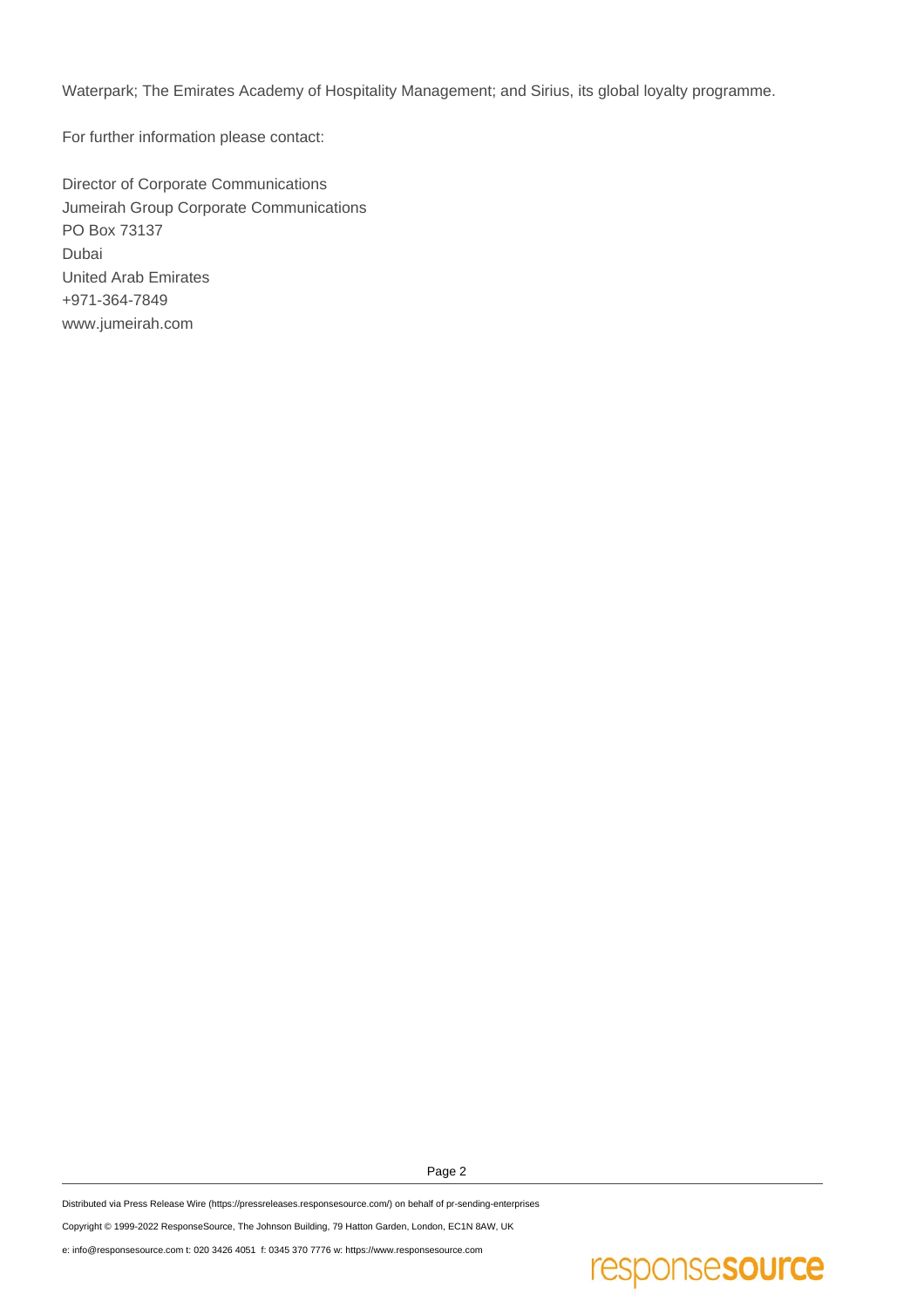Waterpark; The Emirates Academy of Hospitality Management; and Sirius, its global loyalty programme.

For further information please contact:

Director of Corporate Communications
Jumeirah Group Corporate Communications
PO Box 73137
Dubai
United Arab Emirates
+971-364-7849
www.jumeirah.com